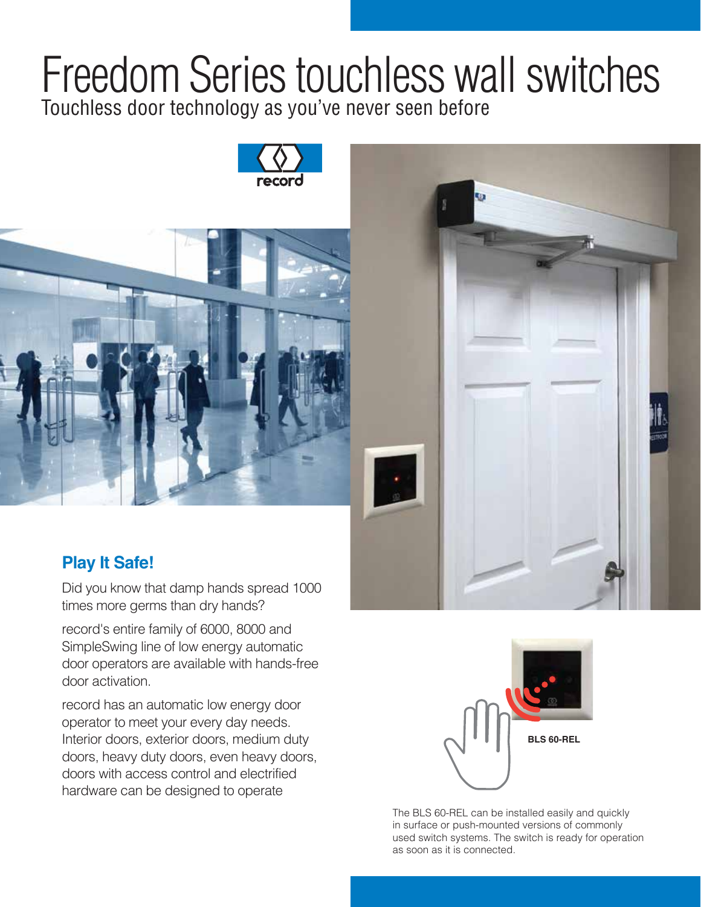# Freedom Series touchless wall switches

Touchless door technology as you've never seen before

## Play It Safe!

Did you know that damp hands spread 1000 times more germs than dry hands?

record's entire family of 6000, 8000 and SimpleSwing line of low energy automatic door operators are available with hands-free door activation.

record has an automatic low energy door operator to meet your every day needs. Interior doors, exterior doors, medium duty doors, heavy duty doors, even heavy doors, doors with access control and electrified hardware can be designed to operate

**BLS 60-REL**

The BLS 60-REL can be installed easily and quickly in surface or push-mounted versions of commonly used switch systems. The switch is ready for operation as soon as it is connected.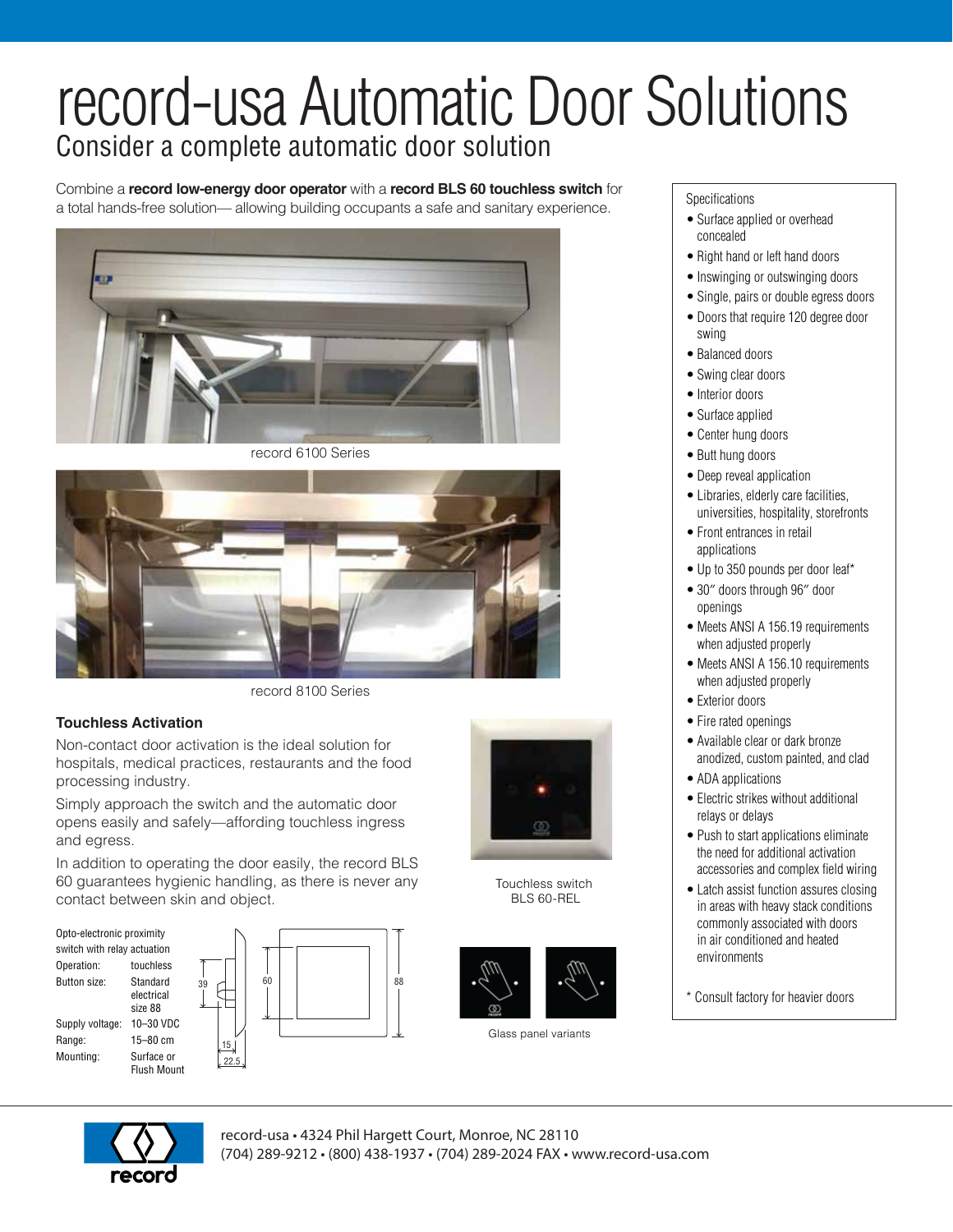# record-usa Automatic Door Solutions

## Consider a complete automatic door solution

Combine a **record low-energy door operator** with a **record BLS 60 touchless switch** for a total hands-free solution— allowing building occupants a safe and sanitary experience.

record 6100 Series

record 8100 Series

### Touchless Activation

Non-contact door activation is the ideal solution for hospitals, medical practices, restaurants and the food processing industry.

Simply approach the switch and the automatic door opens easily and safely—affording touchless ingress and egress.

In addition to operating the door easily, the record BLS 60 guarantees hygienic handling, as there is never any contact between skin and object.

Opto-electronic proximity switch with relay actuation

| | |
|---|---|
| Operation: | touchless |
| Button size: | Standard electrical size 88 |
| Supply voltage: | 10–30 VDC |
| Range: | 15–80 cm |
| Mounting: | Surface or Flush Mount |

39

15

22.5

60

88

Touchless switch
BLS 60-REL

Glass panel variants

Specifications

- Surface applied or overhead concealed
- Right hand or left hand doors
- Inswinging or outswinging doors
- Single, pairs or double egress doors
- Doors that require 120 degree door swing
- Balanced doors
- Swing clear doors
- Interior doors
- Surface applied
- Center hung doors
- Butt hung doors
- Deep reveal application
- Libraries, elderly care facilities, universities, hospitality, storefronts
- Front entrances in retail applications
- Up to 350 pounds per door leaf*
- 30″ doors through 96″ door openings
- Meets ANSI A 156.19 requirements when adjusted properly
- Meets ANSI A 156.10 requirements when adjusted properly
- Exterior doors
- Fire rated openings
- Available clear or dark bronze anodized, custom painted, and clad
- ADA applications
- Electric strikes without additional relays or delays
- Push to start applications eliminate the need for additional activation accessories and complex field wiring
- Latch assist function assures closing in areas with heavy stack conditions commonly associated with doors in air conditioned and heated environments

\* Consult factory for heavier doors

record

record-usa • 4324 Phil Hargett Court, Monroe, NC 28110
(704) 289-9212 • (800) 438-1937 • (704) 289-2024 FAX • www.record-usa.com